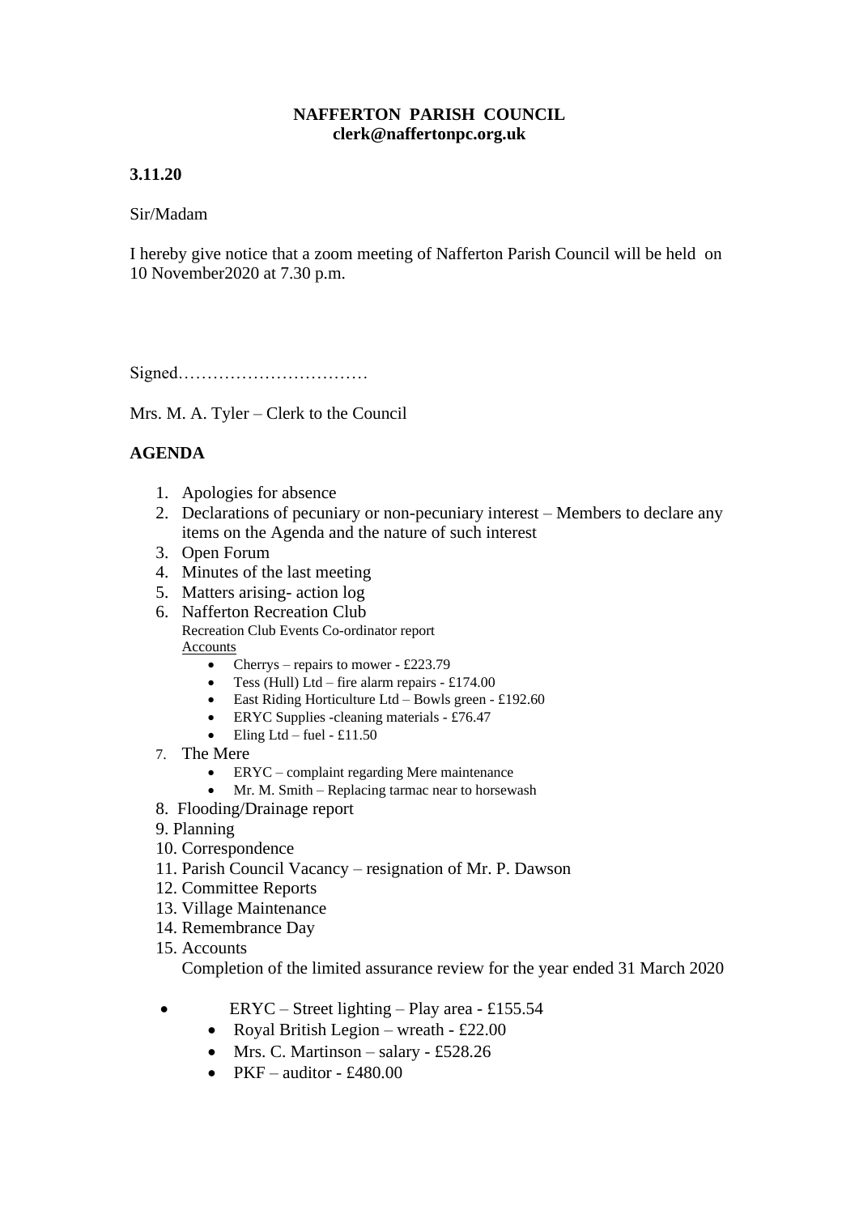**NAFFERTON PARISH COUNCIL**
**clerk@naffertonpc.org.uk**

**3.11.20**

Sir/Madam

I hereby give notice that a zoom meeting of Nafferton Parish Council will be held on 10 November2020 at 7.30 p.m.

Signed……………………………

Mrs. M. A. Tyler – Clerk to the Council

## AGENDA

1. Apologies for absence
2. Declarations of pecuniary or non-pecuniary interest – Members to declare any items on the Agenda and the nature of such interest
3. Open Forum
4. Minutes of the last meeting
5. Matters arising- action log
6. Nafferton Recreation Club
   Recreation Club Events Co-ordinator report
   <u>Accounts</u>
   - Cherrys – repairs to mower - £223.79
   - Tess (Hull) Ltd – fire alarm repairs - £174.00
   - East Riding Horticulture Ltd – Bowls green - £192.60
   - ERYC Supplies -cleaning materials - £76.47
   - Eling Ltd – fuel - £11.50
7. The Mere
   - ERYC – complaint regarding Mere maintenance
   - Mr. M. Smith – Replacing tarmac near to horsewash
8. Flooding/Drainage report
9. Planning
10. Correspondence
11. Parish Council Vacancy – resignation of Mr. P. Dawson
12. Committee Reports
13. Village Maintenance
14. Remembrance Day
15. Accounts
    Completion of the limited assurance review for the year ended 31 March 2020

- ERYC – Street lighting – Play area - £155.54
- Royal British Legion – wreath - £22.00
- Mrs. C. Martinson – salary - £528.26
- PKF – auditor - £480.00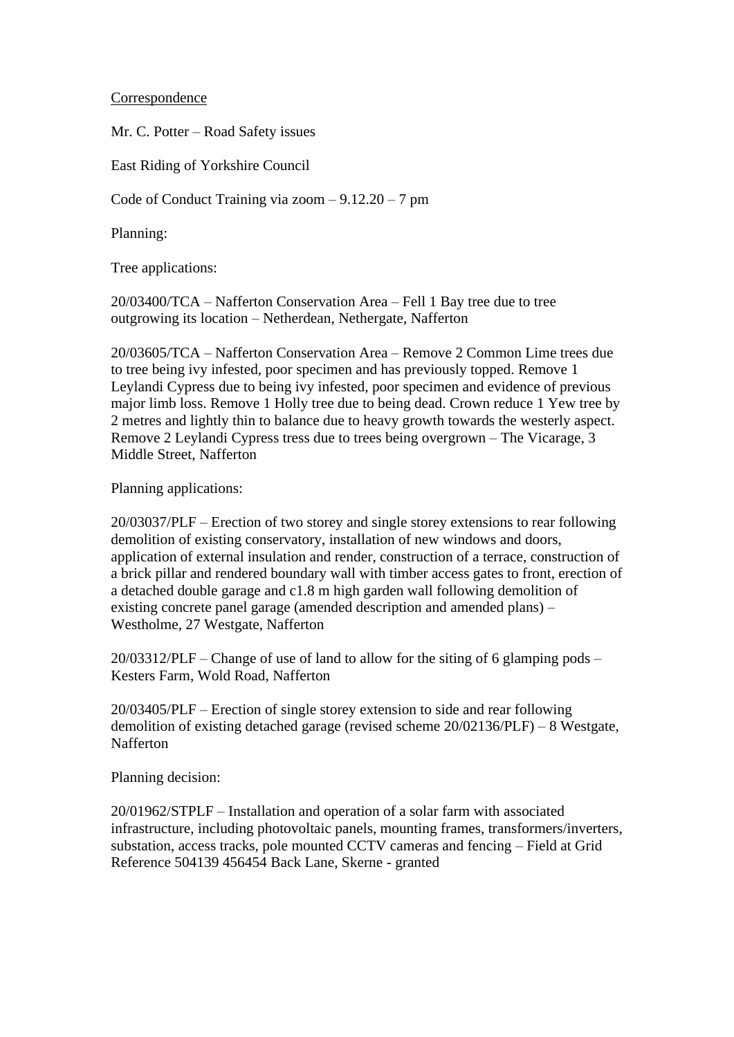<u>Correspondence</u>

Mr. C. Potter – Road Safety issues

East Riding of Yorkshire Council

Code of Conduct Training via zoom – 9.12.20 – 7 pm

Planning:

Tree applications:

20/03400/TCA – Nafferton Conservation Area – Fell 1 Bay tree due to tree outgrowing its location – Netherdean, Nethergate, Nafferton

20/03605/TCA – Nafferton Conservation Area – Remove 2 Common Lime trees due to tree being ivy infested, poor specimen and has previously topped. Remove 1 Leylandi Cypress due to being ivy infested, poor specimen and evidence of previous major limb loss. Remove 1 Holly tree due to being dead. Crown reduce 1 Yew tree by 2 metres and lightly thin to balance due to heavy growth towards the westerly aspect. Remove 2 Leylandi Cypress tress due to trees being overgrown – The Vicarage, 3 Middle Street, Nafferton

Planning applications:

20/03037/PLF – Erection of two storey and single storey extensions to rear following demolition of existing conservatory, installation of new windows and doors, application of external insulation and render, construction of a terrace, construction of a brick pillar and rendered boundary wall with timber access gates to front, erection of a detached double garage and c1.8 m high garden wall following demolition of existing concrete panel garage (amended description and amended plans) – Westholme, 27 Westgate, Nafferton

20/03312/PLF – Change of use of land to allow for the siting of 6 glamping pods – Kesters Farm, Wold Road, Nafferton

20/03405/PLF – Erection of single storey extension to side and rear following demolition of existing detached garage (revised scheme 20/02136/PLF) – 8 Westgate, Nafferton

Planning decision:

20/01962/STPLF – Installation and operation of a solar farm with associated infrastructure, including photovoltaic panels, mounting frames, transformers/inverters, substation, access tracks, pole mounted CCTV cameras and fencing – Field at Grid Reference 504139 456454 Back Lane, Skerne - granted